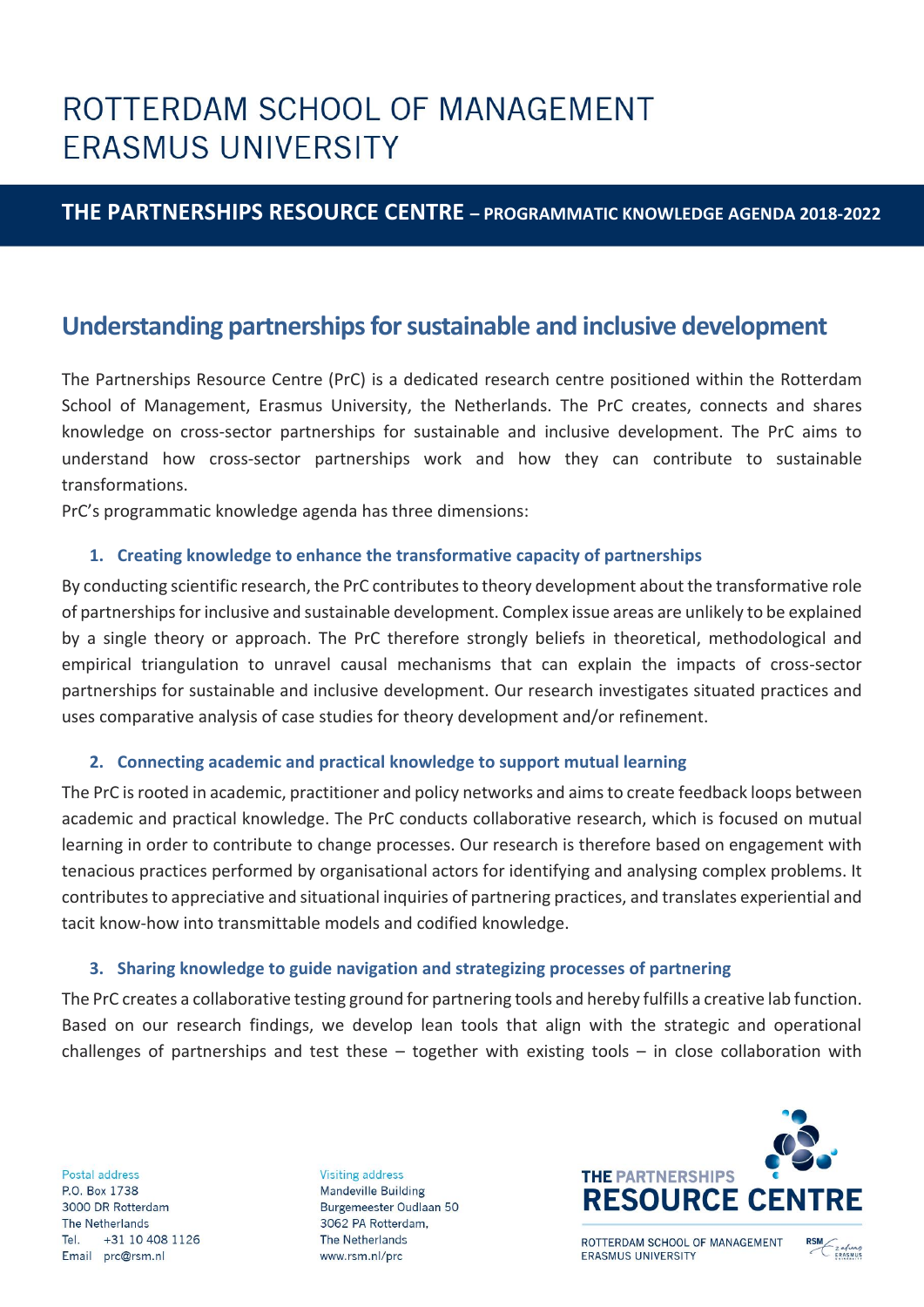# ROTTERDAM SCHOOL OF MANAGEMENT ERASMUS UNIVERSITY

**THE PARTNERSHIPS RESOURCE CENTRE – PROGRAMMATIC KNOWLEDGE AGENDA 2018-2022**

## Understanding partnerships for sustainable and inclusive development

The Partnerships Resource Centre (PrC) is a dedicated research centre positioned within the Rotterdam School of Management, Erasmus University, the Netherlands. The PrC creates, connects and shares knowledge on cross-sector partnerships for sustainable and inclusive development. The PrC aims to understand how cross-sector partnerships work and how they can contribute to sustainable transformations.

PrC's programmatic knowledge agenda has three dimensions:

### 1. Creating knowledge to enhance the transformative capacity of partnerships

By conducting scientific research, the PrC contributes to theory development about the transformative role of partnerships for inclusive and sustainable development. Complex issue areas are unlikely to be explained by a single theory or approach. The PrC therefore strongly beliefs in theoretical, methodological and empirical triangulation to unravel causal mechanisms that can explain the impacts of cross-sector partnerships for sustainable and inclusive development. Our research investigates situated practices and uses comparative analysis of case studies for theory development and/or refinement.

### 2. Connecting academic and practical knowledge to support mutual learning

The PrC is rooted in academic, practitioner and policy networks and aims to create feedback loops between academic and practical knowledge. The PrC conducts collaborative research, which is focused on mutual learning in order to contribute to change processes. Our research is therefore based on engagement with tenacious practices performed by organisational actors for identifying and analysing complex problems. It contributes to appreciative and situational inquiries of partnering practices, and translates experiential and tacit know-how into transmittable models and codified knowledge.

### 3. Sharing knowledge to guide navigation and strategizing processes of partnering

The PrC creates a collaborative testing ground for partnering tools and hereby fulfills a creative lab function. Based on our research findings, we develop lean tools that align with the strategic and operational challenges of partnerships and test these – together with existing tools – in close collaboration with

Postal address
P.O. Box 1738
3000 DR Rotterdam
The Netherlands
Tel. +31 10 408 1126
Email prc@rsm.nl

Visiting address
Mandeville Building
Burgemeester Oudlaan 50
3062 PA Rotterdam,
The Netherlands
www.rsm.nl/prc

THE PARTNERSHIPS RESOURCE CENTRE
ROTTERDAM SCHOOL OF MANAGEMENT ERASMUS UNIVERSITY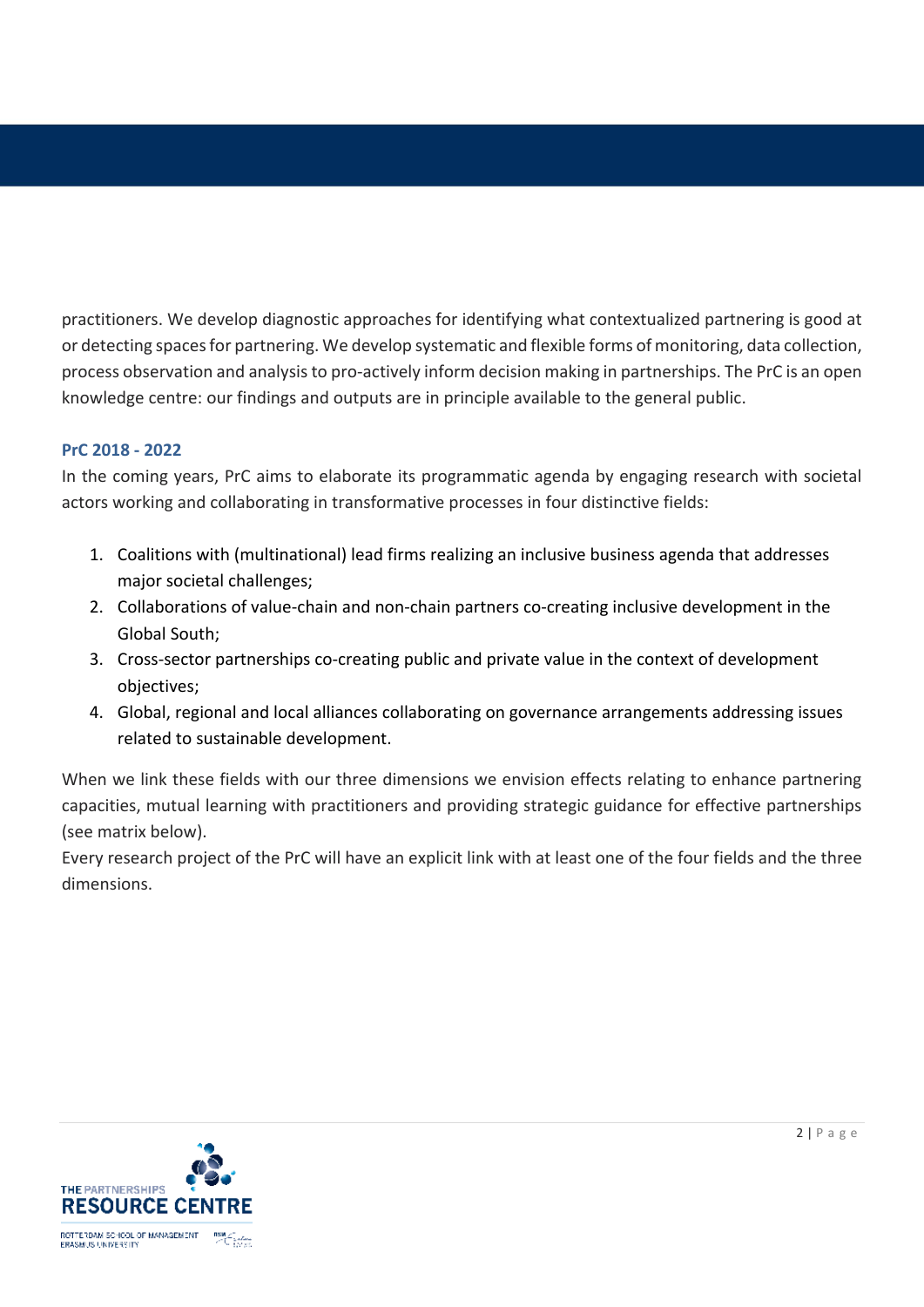practitioners. We develop diagnostic approaches for identifying what contextualized partnering is good at or detecting spaces for partnering. We develop systematic and flexible forms of monitoring, data collection, process observation and analysis to pro-actively inform decision making in partnerships. The PrC is an open knowledge centre: our findings and outputs are in principle available to the general public.

### PrC 2018 - 2022

In the coming years, PrC aims to elaborate its programmatic agenda by engaging research with societal actors working and collaborating in transformative processes in four distinctive fields:

1. Coalitions with (multinational) lead firms realizing an inclusive business agenda that addresses major societal challenges;
2. Collaborations of value-chain and non-chain partners co-creating inclusive development in the Global South;
3. Cross-sector partnerships co-creating public and private value in the context of development objectives;
4. Global, regional and local alliances collaborating on governance arrangements addressing issues related to sustainable development.

When we link these fields with our three dimensions we envision effects relating to enhance partnering capacities, mutual learning with practitioners and providing strategic guidance for effective partnerships (see matrix below).

Every research project of the PrC will have an explicit link with at least one of the four fields and the three dimensions.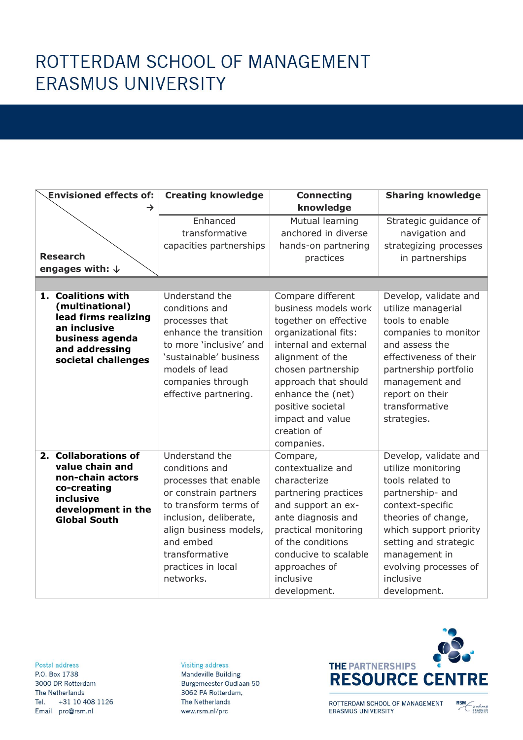# ROTTERDAM SCHOOL OF MANAGEMENT ERASMUS UNIVERSITY

| Envisioned effects of: → / Research engages with: ↓ | **Creating knowledge** | **Connecting knowledge** | **Sharing knowledge** |
|---|---|---|---|
| | Enhanced transformative capacities partnerships | Mutual learning anchored in diverse hands-on partnering practices | Strategic guidance of navigation and strategizing processes in partnerships |
| **1. Coalitions with (multinational) lead firms realizing an inclusive business agenda and addressing societal challenges** | Understand the conditions and processes that enhance the transition to more 'inclusive' and 'sustainable' business models of lead companies through effective partnering. | Compare different business models work together on effective organizational fits: internal and external alignment of the chosen partnership approach that should enhance the (net) positive societal impact and value creation of companies. | Develop, validate and utilize managerial tools to enable companies to monitor and assess the effectiveness of their partnership portfolio management and report on their transformative strategies. |
| **2. Collaborations of value chain and non-chain actors co-creating inclusive development in the Global South** | Understand the conditions and processes that enable or constrain partners to transform terms of inclusion, deliberate, align business models, and embed transformative practices in local networks. | Compare, contextualize and characterize partnering practices and support an ex-ante diagnosis and practical monitoring of the conditions conducive to scalable approaches of inclusive development. | Develop, validate and utilize monitoring tools related to partnership- and context-specific theories of change, which support priority setting and strategic management in evolving processes of inclusive development. |

Postal address
P.O. Box 1738
3000 DR Rotterdam
The Netherlands
Tel. +31 10 408 1126
Email prc@rsm.nl

Visiting address
Mandeville Building
Burgemeester Oudlaan 50
3062 PA Rotterdam,
The Netherlands
www.rsm.nl/prc

THE PARTNERSHIPS RESOURCE CENTRE
ROTTERDAM SCHOOL OF MANAGEMENT ERASMUS UNIVERSITY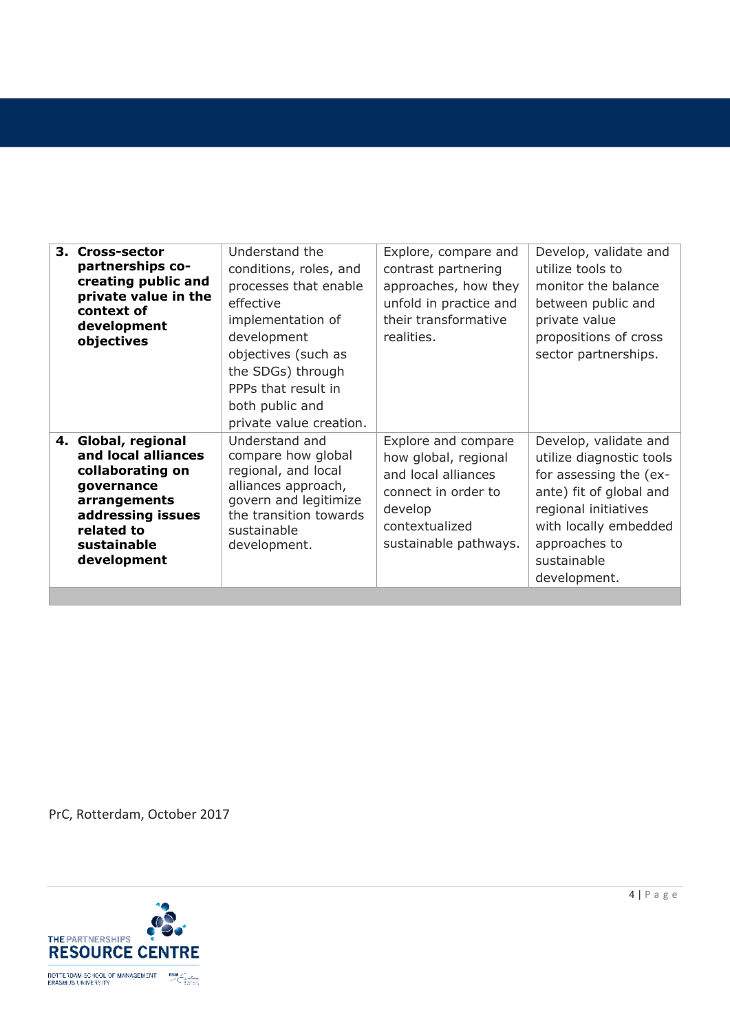| | | | |
|---|---|---|---|
| **3. Cross-sector partnerships co-creating public and private value in the context of development objectives** | Understand the conditions, roles, and processes that enable effective implementation of development objectives (such as the SDGs) through PPPs that result in both public and private value creation. | Explore, compare and contrast partnering approaches, how they unfold in practice and their transformative realities. | Develop, validate and utilize tools to monitor the balance between public and private value propositions of cross sector partnerships. |
| **4. Global, regional and local alliances collaborating on governance arrangements addressing issues related to sustainable development** | Understand and compare how global regional, and local alliances approach, govern and legitimize the transition towards sustainable development. | Explore and compare how global, regional and local alliances connect in order to develop contextualized sustainable pathways. | Develop, validate and utilize diagnostic tools for assessing the (ex-ante) fit of global and regional initiatives with locally embedded approaches to sustainable development. |

PrC, Rotterdam, October 2017